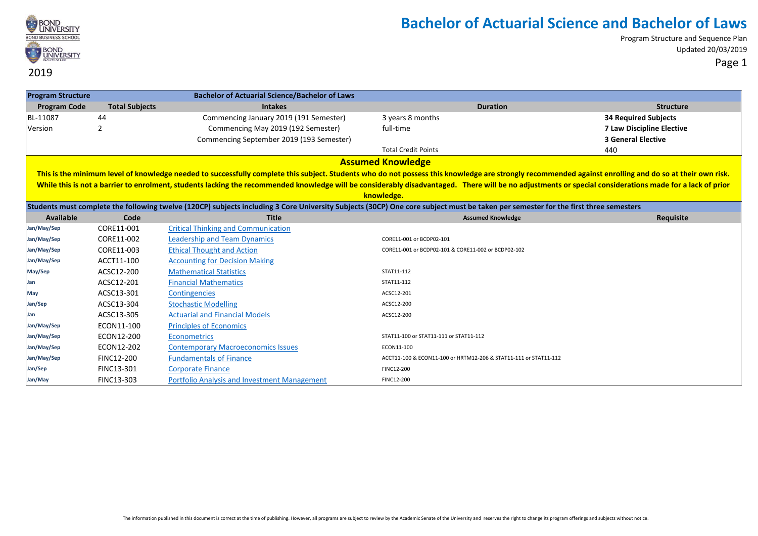2019

# Bachelor of Actuarial Science and Bachelor of Laws

Program Structure and Sequence Plan
Updated 20/03/2019

| Program Structure | | Bachelor of Actuarial Science/Bachelor of Laws | | |
|---|---|---|---|---|
| **Program Code** | **Total Subjects** | **Intakes** | **Duration** | **Structure** |
| BL-11087 | 44 | Commencing January 2019 (191 Semester) | 3 years 8 months | **34 Required Subjects** |
| Version | 2 | Commencing May 2019 (192 Semester) | full-time | **7 Law Discipline Elective** |
| | | Commencing September 2019 (193 Semester) | | **3 General Elective** |
| | | | Total Credit Points | 440 |

## Assumed Knowledge

**This is the minimum level of knowledge needed to successfully complete this subject. Students who do not possess this knowledge are strongly recommended against enrolling and do so at their own risk. While this is not a barrier to enrolment, students lacking the recommended knowledge will be considerably disadvantaged. There will be no adjustments or special considerations made for a lack of prior knowledge.**

**Students must complete the following twelve (120CP) subjects including 3 Core University Subjects (30CP) One core subject must be taken per semester for the first three semesters**

| Available | Code | Title | Assumed Knowledge | Requisite |
|---|---|---|---|---|
| Jan/May/Sep | CORE11-001 | Critical Thinking and Communication | | |
| Jan/May/Sep | CORE11-002 | Leadership and Team Dynamics | CORE11-001 or BCDP02-101 | |
| Jan/May/Sep | CORE11-003 | Ethical Thought and Action | CORE11-001 or BCDP02-101 & CORE11-002 or BCDP02-102 | |
| Jan/May/Sep | ACCT11-100 | Accounting for Decision Making | | |
| May/Sep | ACSC12-200 | Mathematical Statistics | STAT11-112 | |
| Jan | ACSC12-201 | Financial Mathematics | STAT11-112 | |
| May | ACSC13-301 | Contingencies | ACSC12-201 | |
| Jan/Sep | ACSC13-304 | Stochastic Modelling | ACSC12-200 | |
| Jan | ACSC13-305 | Actuarial and Financial Models | ACSC12-200 | |
| Jan/May/Sep | ECON11-100 | Principles of Economics | | |
| Jan/May/Sep | ECON12-200 | Econometrics | STAT11-100 or STAT11-111 or STAT11-112 | |
| Jan/May/Sep | ECON12-202 | Contemporary Macroeconomics Issues | ECON11-100 | |
| Jan/May/Sep | FINC12-200 | Fundamentals of Finance | ACCT11-100 & ECON11-100 or HRTM12-206 & STAT11-111 or STAT11-112 | |
| Jan/Sep | FINC13-301 | Corporate Finance | FINC12-200 | |
| Jan/May | FINC13-303 | Portfolio Analysis and Investment Management | FINC12-200 | |

The information published in this document is correct at the time of publishing. However, all programs are subject to review by the Academic Senate of the University and reserves the right to change its program offerings and subjects without notice.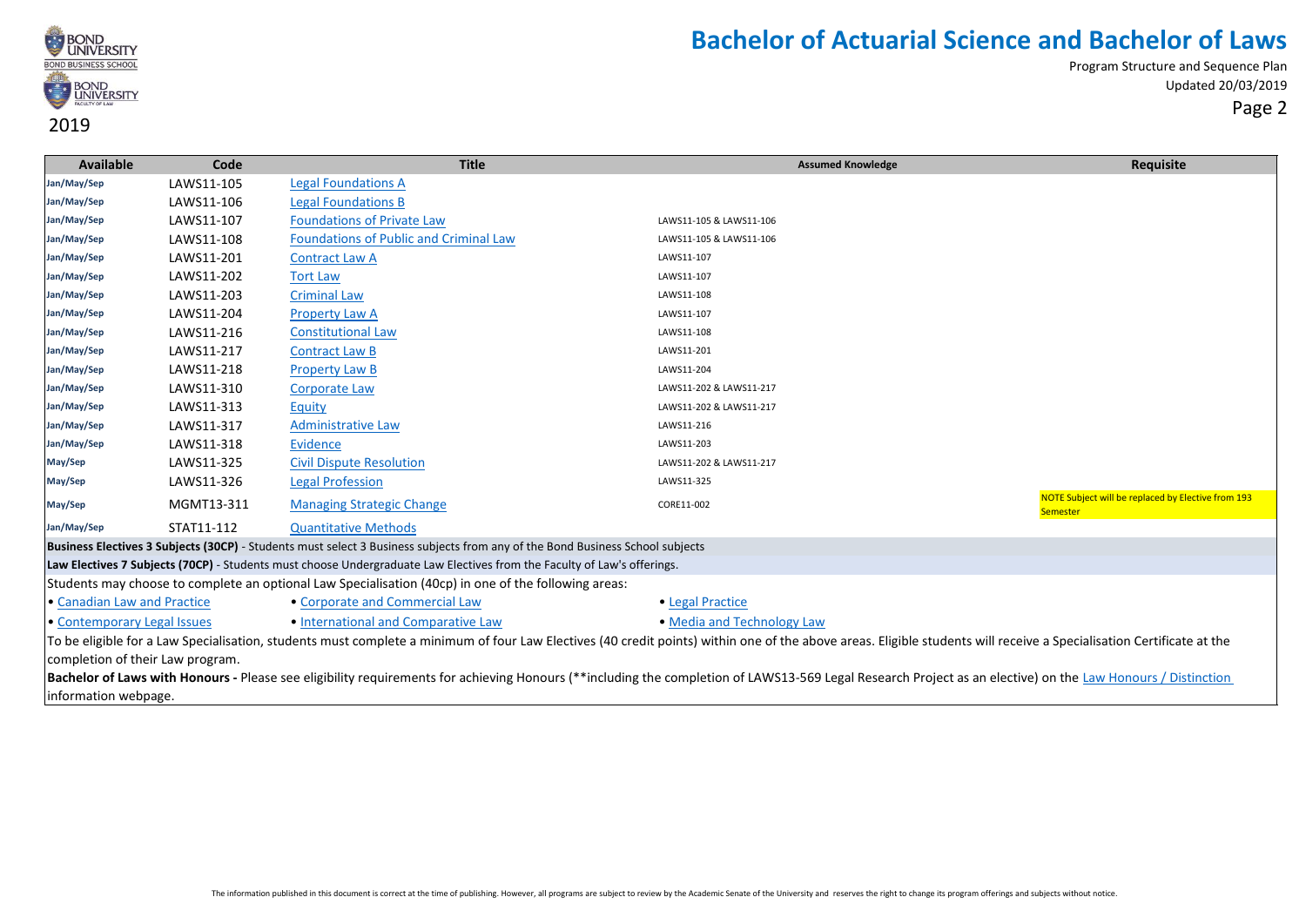# Bachelor of Actuarial Science and Bachelor of Laws

Program Structure and Sequence Plan
Updated 20/03/2019

2019

| Available | Code | Title | Assumed Knowledge | Requisite |
|---|---|---|---|---|
| Jan/May/Sep | LAWS11-105 | Legal Foundations A | | |
| Jan/May/Sep | LAWS11-106 | Legal Foundations B | | |
| Jan/May/Sep | LAWS11-107 | Foundations of Private Law | LAWS11-105 & LAWS11-106 | |
| Jan/May/Sep | LAWS11-108 | Foundations of Public and Criminal Law | LAWS11-105 & LAWS11-106 | |
| Jan/May/Sep | LAWS11-201 | Contract Law A | LAWS11-107 | |
| Jan/May/Sep | LAWS11-202 | Tort Law | LAWS11-107 | |
| Jan/May/Sep | LAWS11-203 | Criminal Law | LAWS11-108 | |
| Jan/May/Sep | LAWS11-204 | Property Law A | LAWS11-107 | |
| Jan/May/Sep | LAWS11-216 | Constitutional Law | LAWS11-108 | |
| Jan/May/Sep | LAWS11-217 | Contract Law B | LAWS11-201 | |
| Jan/May/Sep | LAWS11-218 | Property Law B | LAWS11-204 | |
| Jan/May/Sep | LAWS11-310 | Corporate Law | LAWS11-202 & LAWS11-217 | |
| Jan/May/Sep | LAWS11-313 | Equity | LAWS11-202 & LAWS11-217 | |
| Jan/May/Sep | LAWS11-317 | Administrative Law | LAWS11-216 | |
| Jan/May/Sep | LAWS11-318 | Evidence | LAWS11-203 | |
| May/Sep | LAWS11-325 | Civil Dispute Resolution | LAWS11-202 & LAWS11-217 | |
| May/Sep | LAWS11-326 | Legal Profession | LAWS11-325 | |
| May/Sep | MGMT13-311 | Managing Strategic Change | CORE11-002 | NOTE Subject will be replaced by Elective from 193 Semester |
| Jan/May/Sep | STAT11-112 | Quantitative Methods | | |

**Business Electives 3 Subjects (30CP)** - Students must select 3 Business subjects from any of the Bond Business School subjects

**Law Electives 7 Subjects (70CP)** - Students must choose Undergraduate Law Electives from the Faculty of Law's offerings.

Students may choose to complete an optional Law Specialisation (40cp) in one of the following areas:

- Canadian Law and Practice
- Corporate and Commercial Law
- Legal Practice
- Contemporary Legal Issues
- International and Comparative Law
- Media and Technology Law

To be eligible for a Law Specialisation, students must complete a minimum of four Law Electives (40 credit points) within one of the above areas. Eligible students will receive a Specialisation Certificate at the completion of their Law program.

**Bachelor of Laws with Honours -** Please see eligibility requirements for achieving Honours (**including the completion of LAWS13-569 Legal Research Project as an elective) on the Law Honours / Distinction information webpage.

The information published in this document is correct at the time of publishing. However, all programs are subject to review by the Academic Senate of the University and reserves the right to change its program offerings and subjects without notice.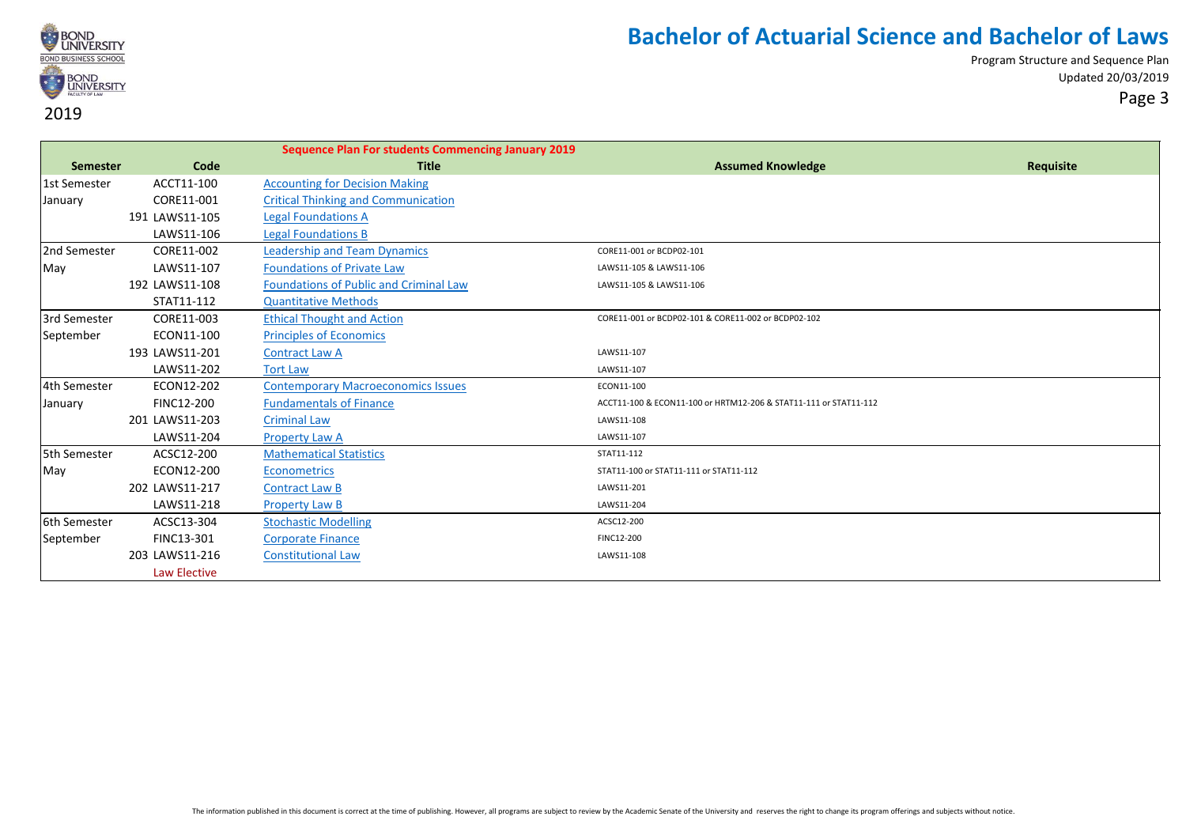# Bachelor of Actuarial Science and Bachelor of Laws

Program Structure and Sequence Plan
Updated 20/03/2019

2019

**Sequence Plan For students Commencing January 2019**

| Semester | Code | Title | Assumed Knowledge | Requisite |
|---|---|---|---|---|
| 1st Semester | ACCT11-100 | Accounting for Decision Making | | |
| January | CORE11-001 | Critical Thinking and Communication | | |
| | 191 LAWS11-105 | Legal Foundations A | | |
| | LAWS11-106 | Legal Foundations B | | |
| 2nd Semester | CORE11-002 | Leadership and Team Dynamics | CORE11-001 or BCDP02-101 | |
| May | LAWS11-107 | Foundations of Private Law | LAWS11-105 & LAWS11-106 | |
| | 192 LAWS11-108 | Foundations of Public and Criminal Law | LAWS11-105 & LAWS11-106 | |
| | STAT11-112 | Quantitative Methods | | |
| 3rd Semester | CORE11-003 | Ethical Thought and Action | CORE11-001 or BCDP02-101 & CORE11-002 or BCDP02-102 | |
| September | ECON11-100 | Principles of Economics | | |
| | 193 LAWS11-201 | Contract Law A | LAWS11-107 | |
| | LAWS11-202 | Tort Law | LAWS11-107 | |
| 4th Semester | ECON12-202 | Contemporary Macroeconomics Issues | ECON11-100 | |
| January | FINC12-200 | Fundamentals of Finance | ACCT11-100 & ECON11-100 or HRTM12-206 & STAT11-111 or STAT11-112 | |
| | 201 LAWS11-203 | Criminal Law | LAWS11-108 | |
| | LAWS11-204 | Property Law A | LAWS11-107 | |
| 5th Semester | ACSC12-200 | Mathematical Statistics | STAT11-112 | |
| May | ECON12-200 | Econometrics | STAT11-100 or STAT11-111 or STAT11-112 | |
| | 202 LAWS11-217 | Contract Law B | LAWS11-201 | |
| | LAWS11-218 | Property Law B | LAWS11-204 | |
| 6th Semester | ACSC13-304 | Stochastic Modelling | ACSC12-200 | |
| September | FINC13-301 | Corporate Finance | FINC12-200 | |
| | 203 LAWS11-216 | Constitutional Law | LAWS11-108 | |
| | Law Elective | | | |

The information published in this document is correct at the time of publishing. However, all programs are subject to review by the Academic Senate of the University and reserves the right to change its program offerings and subjects without notice.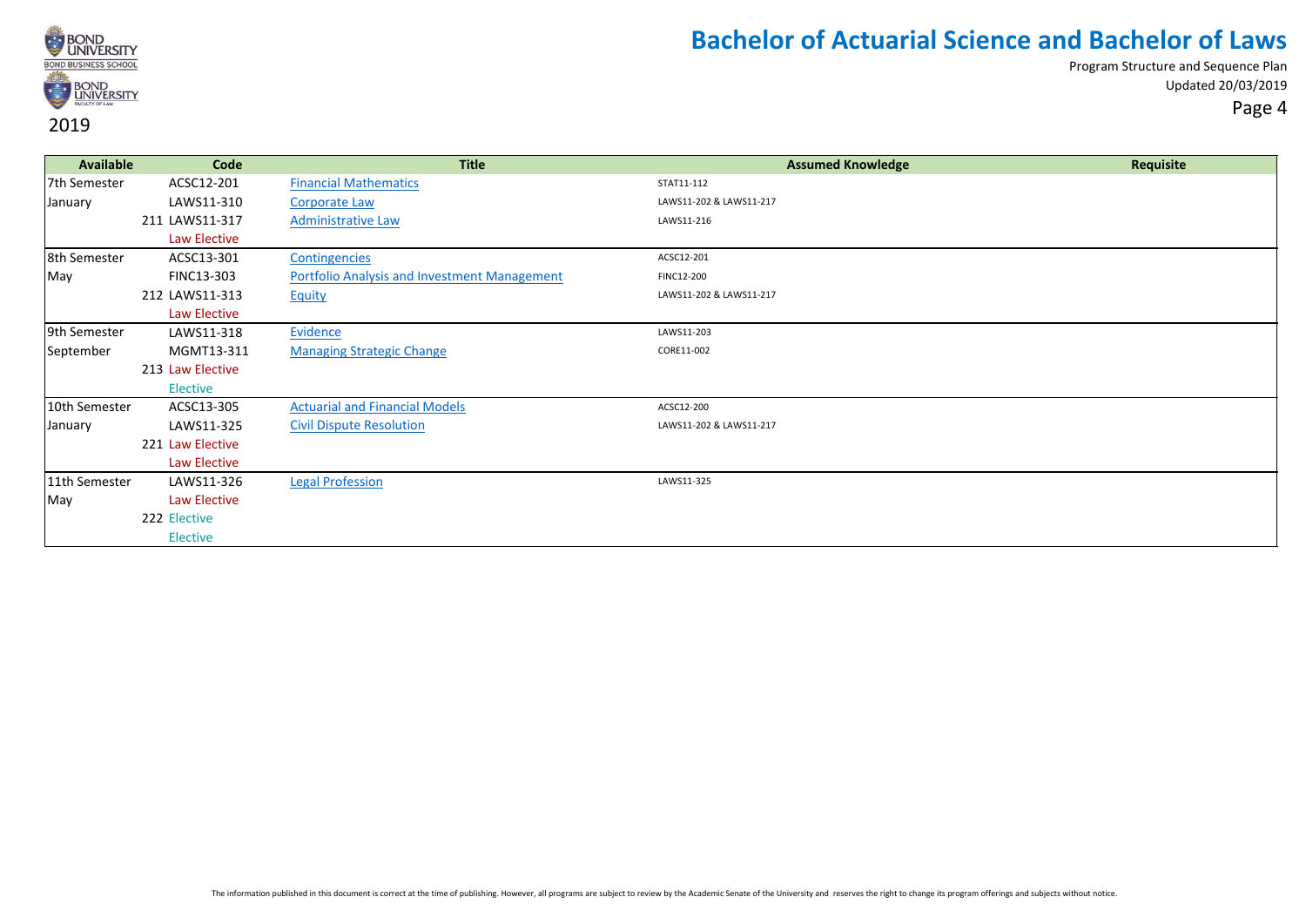# Bachelor of Actuarial Science and Bachelor of Laws

Program Structure and Sequence Plan
Updated 20/03/2019

2019

| Available | Code | Title | Assumed Knowledge | Requisite |
|---|---|---|---|---|
| 7th Semester | ACSC12-201 | Financial Mathematics | STAT11-112 | |
| January | LAWS11-310 | Corporate Law | LAWS11-202 & LAWS11-217 | |
| | 211 LAWS11-317 | Administrative Law | LAWS11-216 | |
| | Law Elective | | | |
| 8th Semester | ACSC13-301 | Contingencies | ACSC12-201 | |
| May | FINC13-303 | Portfolio Analysis and Investment Management | FINC12-200 | |
| | 212 LAWS11-313 | Equity | LAWS11-202 & LAWS11-217 | |
| | Law Elective | | | |
| 9th Semester | LAWS11-318 | Evidence | LAWS11-203 | |
| September | MGMT13-311 | Managing Strategic Change | CORE11-002 | |
| | 213 Law Elective | | | |
| | Elective | | | |
| 10th Semester | ACSC13-305 | Actuarial and Financial Models | ACSC12-200 | |
| January | LAWS11-325 | Civil Dispute Resolution | LAWS11-202 & LAWS11-217 | |
| | 221 Law Elective | | | |
| | Law Elective | | | |
| 11th Semester | LAWS11-326 | Legal Profession | LAWS11-325 | |
| May | Law Elective | | | |
| | 222 Elective | | | |
| | Elective | | | |

The information published in this document is correct at the time of publishing. However, all programs are subject to review by the Academic Senate of the University and reserves the right to change its program offerings and subjects without notice.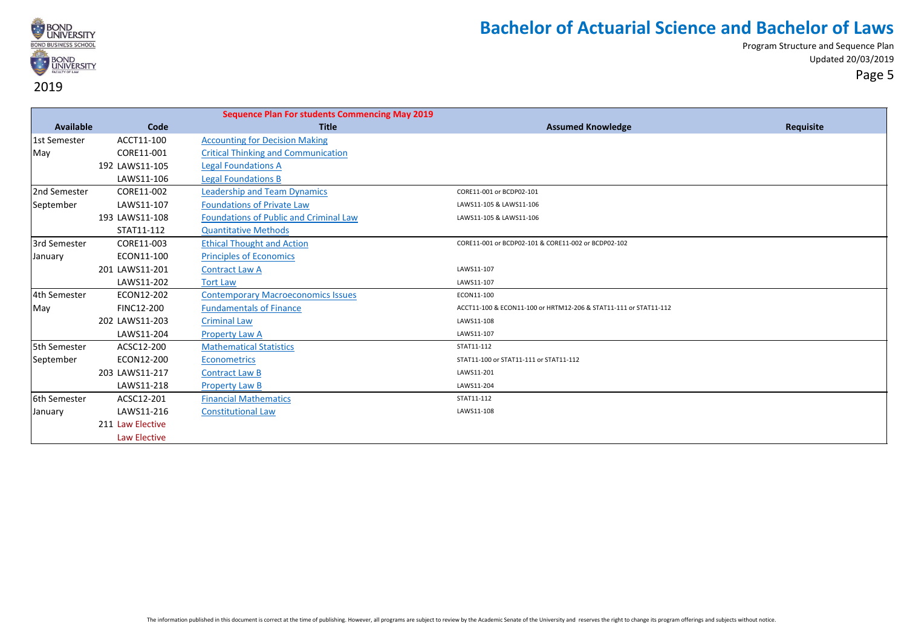# Bachelor of Actuarial Science and Bachelor of Laws

Program Structure and Sequence Plan
Updated 20/03/2019

2019

| Available | Code | Title | Assumed Knowledge | Requisite |
|---|---|---|---|---|
| | | **Sequence Plan For students Commencing May 2019** | | |
| 1st Semester | ACCT11-100 | Accounting for Decision Making | | |
| May | CORE11-001 | Critical Thinking and Communication | | |
| | 192 LAWS11-105 | Legal Foundations A | | |
| | LAWS11-106 | Legal Foundations B | | |
| 2nd Semester | CORE11-002 | Leadership and Team Dynamics | CORE11-001 or BCDP02-101 | |
| September | LAWS11-107 | Foundations of Private Law | LAWS11-105 & LAWS11-106 | |
| | 193 LAWS11-108 | Foundations of Public and Criminal Law | LAWS11-105 & LAWS11-106 | |
| | STAT11-112 | Quantitative Methods | | |
| 3rd Semester | CORE11-003 | Ethical Thought and Action | CORE11-001 or BCDP02-101 & CORE11-002 or BCDP02-102 | |
| January | ECON11-100 | Principles of Economics | | |
| | 201 LAWS11-201 | Contract Law A | LAWS11-107 | |
| | LAWS11-202 | Tort Law | LAWS11-107 | |
| 4th Semester | ECON12-202 | Contemporary Macroeconomics Issues | ECON11-100 | |
| May | FINC12-200 | Fundamentals of Finance | ACCT11-100 & ECON11-100 or HRTM12-206 & STAT11-111 or STAT11-112 | |
| | 202 LAWS11-203 | Criminal Law | LAWS11-108 | |
| | LAWS11-204 | Property Law A | LAWS11-107 | |
| 5th Semester | ACSC12-200 | Mathematical Statistics | STAT11-112 | |
| September | ECON12-200 | Econometrics | STAT11-100 or STAT11-111 or STAT11-112 | |
| | 203 LAWS11-217 | Contract Law B | LAWS11-201 | |
| | LAWS11-218 | Property Law B | LAWS11-204 | |
| 6th Semester | ACSC12-201 | Financial Mathematics | STAT11-112 | |
| January | LAWS11-216 | Constitutional Law | LAWS11-108 | |
| | 211 Law Elective | | | |
| | Law Elective | | | |

The information published in this document is correct at the time of publishing. However, all programs are subject to review by the Academic Senate of the University and reserves the right to change its program offerings and subjects without notice.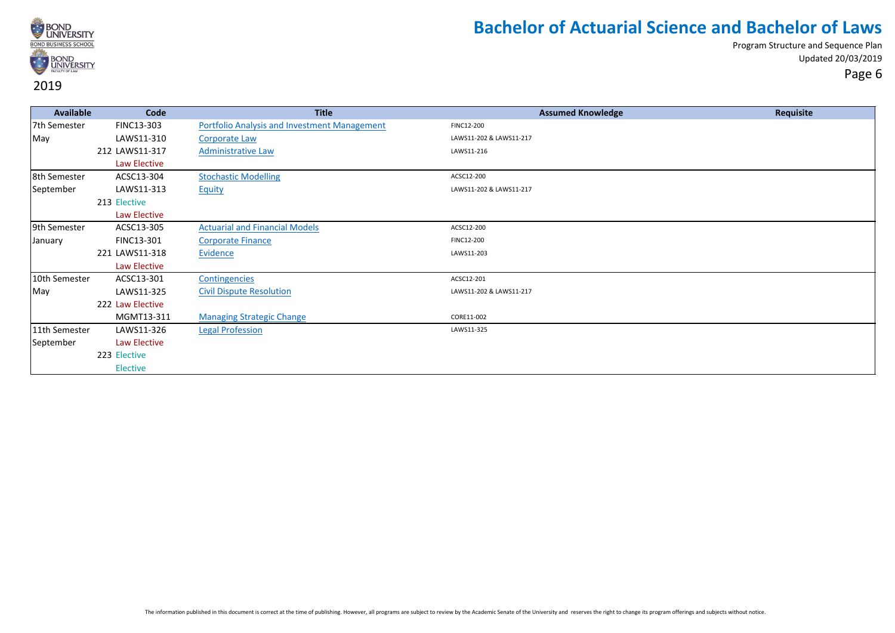# Bachelor of Actuarial Science and Bachelor of Laws

Program Structure and Sequence Plan
Updated 20/03/2019

2019

| Available | Code | Title | Assumed Knowledge | Requisite |
|---|---|---|---|---|
| 7th Semester | FINC13-303 | Portfolio Analysis and Investment Management | FINC12-200 | |
| May | LAWS11-310 | Corporate Law | LAWS11-202 & LAWS11-217 | |
| 212 | LAWS11-317 | Administrative Law | LAWS11-216 | |
| | Law Elective | | | |
| 8th Semester | ACSC13-304 | Stochastic Modelling | ACSC12-200 | |
| September | LAWS11-313 | Equity | LAWS11-202 & LAWS11-217 | |
| 213 | Elective | | | |
| | Law Elective | | | |
| 9th Semester | ACSC13-305 | Actuarial and Financial Models | ACSC12-200 | |
| January | FINC13-301 | Corporate Finance | FINC12-200 | |
| 221 | LAWS11-318 | Evidence | LAWS11-203 | |
| | Law Elective | | | |
| 10th Semester | ACSC13-301 | Contingencies | ACSC12-201 | |
| May | LAWS11-325 | Civil Dispute Resolution | LAWS11-202 & LAWS11-217 | |
| 222 | Law Elective | | | |
| | MGMT13-311 | Managing Strategic Change | CORE11-002 | |
| 11th Semester | LAWS11-326 | Legal Profession | LAWS11-325 | |
| September | Law Elective | | | |
| 223 | Elective | | | |
| | Elective | | | |

The information published in this document is correct at the time of publishing. However, all programs are subject to review by the Academic Senate of the University and reserves the right to change its program offerings and subjects without notice.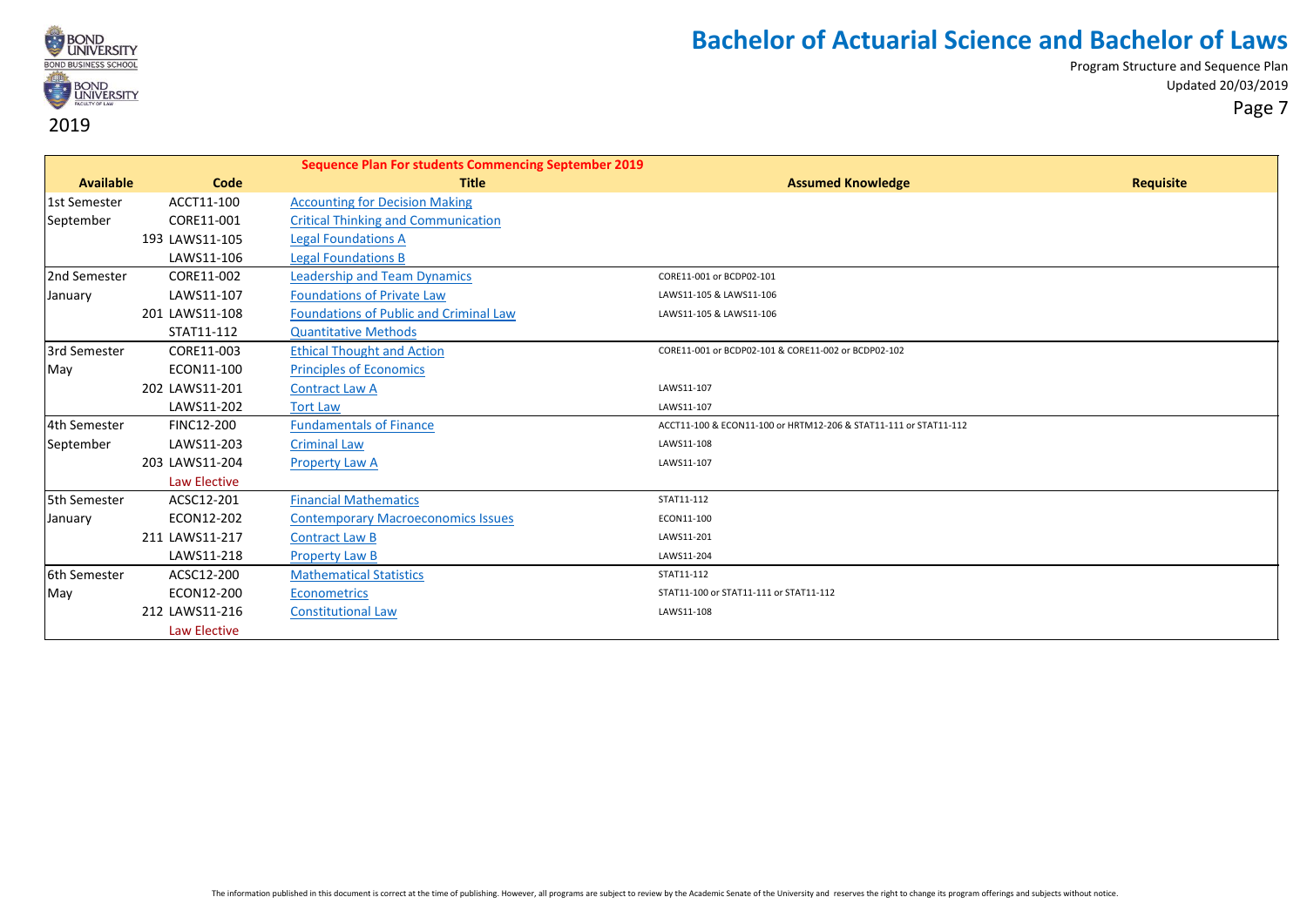# Bachelor of Actuarial Science and Bachelor of Laws

Program Structure and Sequence Plan
Updated 20/03/2019

2019

| Sequence Plan For students Commencing September 2019 | | | | |
|---|---|---|---|---|
| **Available** | **Code** | **Title** | **Assumed Knowledge** | **Requisite** |
| 1st Semester | ACCT11-100 | Accounting for Decision Making | | |
| September | CORE11-001 | Critical Thinking and Communication | | |
| 193 | LAWS11-105 | Legal Foundations A | | |
| | LAWS11-106 | Legal Foundations B | | |
| 2nd Semester | CORE11-002 | Leadership and Team Dynamics | CORE11-001 or BCDP02-101 | |
| January | LAWS11-107 | Foundations of Private Law | LAWS11-105 & LAWS11-106 | |
| 201 | LAWS11-108 | Foundations of Public and Criminal Law | LAWS11-105 & LAWS11-106 | |
| | STAT11-112 | Quantitative Methods | | |
| 3rd Semester | CORE11-003 | Ethical Thought and Action | CORE11-001 or BCDP02-101 & CORE11-002 or BCDP02-102 | |
| May | ECON11-100 | Principles of Economics | | |
| 202 | LAWS11-201 | Contract Law A | LAWS11-107 | |
| | LAWS11-202 | Tort Law | LAWS11-107 | |
| 4th Semester | FINC12-200 | Fundamentals of Finance | ACCT11-100 & ECON11-100 or HRTM12-206 & STAT11-111 or STAT11-112 | |
| September | LAWS11-203 | Criminal Law | LAWS11-108 | |
| 203 | LAWS11-204 | Property Law A | LAWS11-107 | |
| | Law Elective | | | |
| 5th Semester | ACSC12-201 | Financial Mathematics | STAT11-112 | |
| January | ECON12-202 | Contemporary Macroeconomics Issues | ECON11-100 | |
| 211 | LAWS11-217 | Contract Law B | LAWS11-201 | |
| | LAWS11-218 | Property Law B | LAWS11-204 | |
| 6th Semester | ACSC12-200 | Mathematical Statistics | STAT11-112 | |
| May | ECON12-200 | Econometrics | STAT11-100 or STAT11-111 or STAT11-112 | |
| 212 | LAWS11-216 | Constitutional Law | LAWS11-108 | |
| | Law Elective | | | |

The information published in this document is correct at the time of publishing. However, all programs are subject to review by the Academic Senate of the University and reserves the right to change its program offerings and subjects without notice.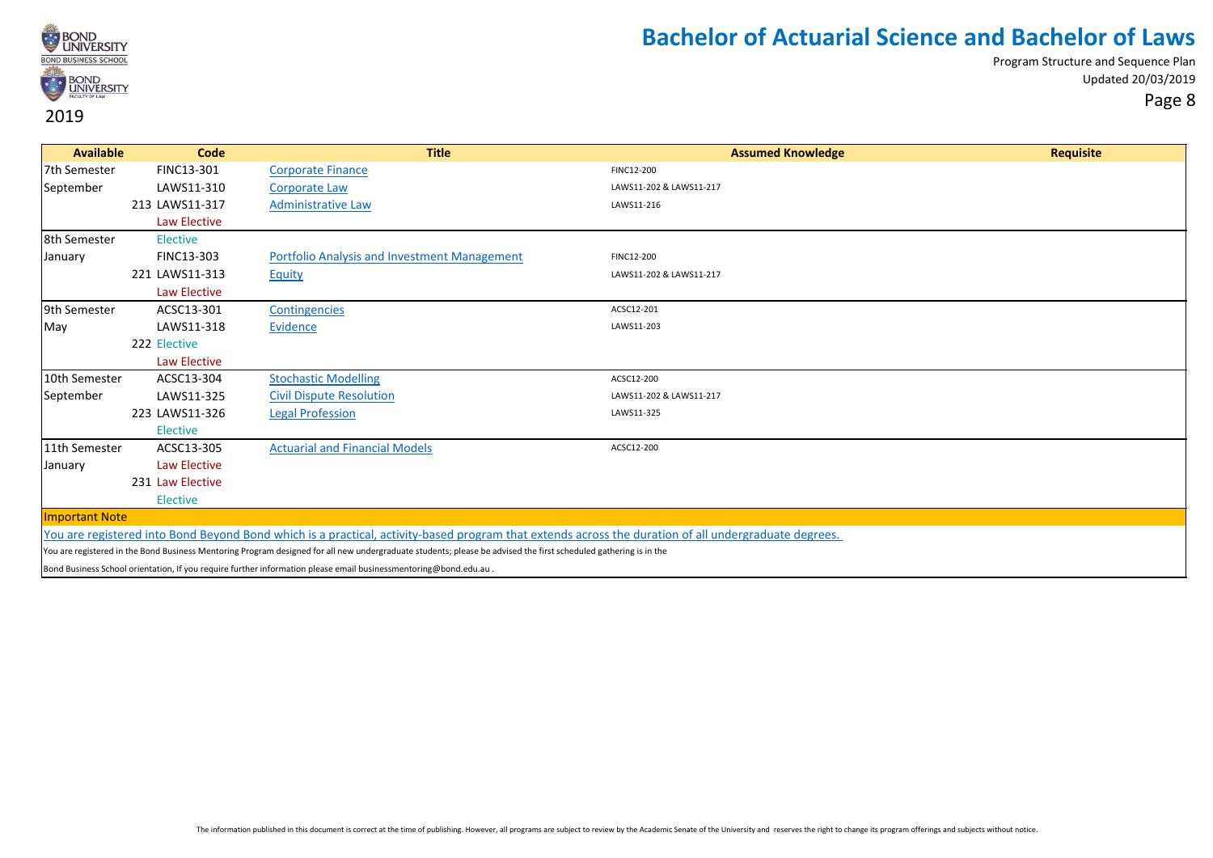# Bachelor of Actuarial Science and Bachelor of Laws

Program Structure and Sequence Plan

Updated 20/03/2019

2019

| Available | Code | Title | Assumed Knowledge | Requisite |
|---|---|---|---|---|
| 7th Semester | FINC13-301 | Corporate Finance | FINC12-200 | |
| September | LAWS11-310 | Corporate Law | LAWS11-202 & LAWS11-217 | |
| 213 | LAWS11-317 | Administrative Law | LAWS11-216 | |
| | Law Elective | | | |
| 8th Semester | Elective | | | |
| January | FINC13-303 | Portfolio Analysis and Investment Management | FINC12-200 | |
| 221 | LAWS11-313 | Equity | LAWS11-202 & LAWS11-217 | |
| | Law Elective | | | |
| 9th Semester | ACSC13-301 | Contingencies | ACSC12-201 | |
| May | LAWS11-318 | Evidence | LAWS11-203 | |
| 222 | Elective | | | |
| | Law Elective | | | |
| 10th Semester | ACSC13-304 | Stochastic Modelling | ACSC12-200 | |
| September | LAWS11-325 | Civil Dispute Resolution | LAWS11-202 & LAWS11-217 | |
| 223 | LAWS11-326 | Legal Profession | LAWS11-325 | |
| | Elective | | | |
| 11th Semester | ACSC13-305 | Actuarial and Financial Models | ACSC12-200 | |
| January | Law Elective | | | |
| 231 | Law Elective | | | |
| | Elective | | | |

**Important Note**

You are registered into Bond Beyond Bond which is a practical, activity-based program that extends across the duration of all undergraduate degrees.

You are registered in the Bond Business Mentoring Program designed for all new undergraduate students; please be advised the first scheduled gathering is in the

Bond Business School orientation, If you require further information please email businessmentoring@bond.edu.au .

The information published in this document is correct at the time of publishing. However, all programs are subject to review by the Academic Senate of the University and reserves the right to change its program offerings and subjects without notice.